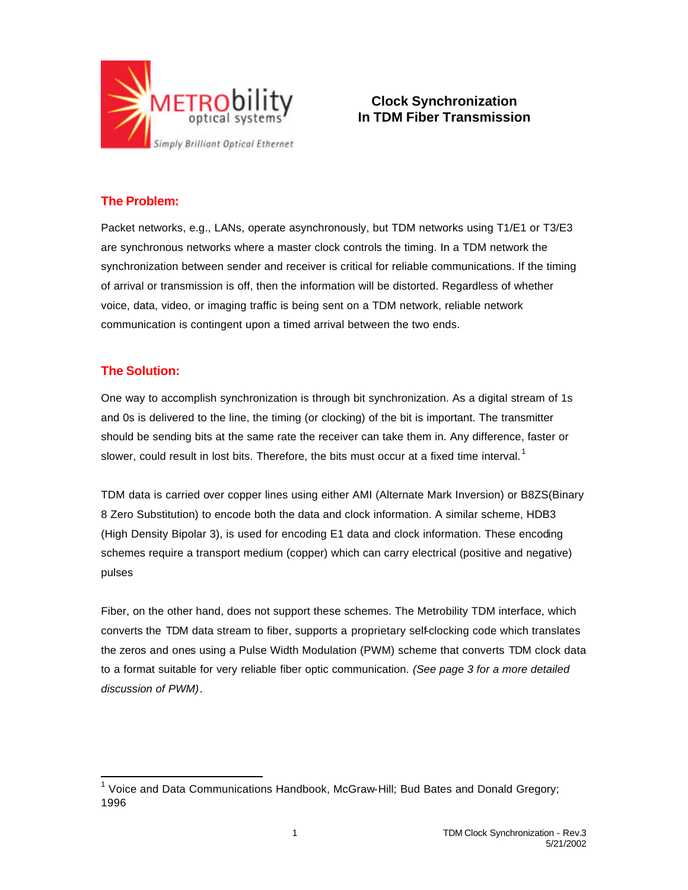# Clock Synchronization In TDM Fiber Transmission

## The Problem:

Packet networks, e.g., LANs, operate asynchronously, but TDM networks using T1/E1 or T3/E3 are synchronous networks where a master clock controls the timing. In a TDM network the synchronization between sender and receiver is critical for reliable communications. If the timing of arrival or transmission is off, then the information will be distorted. Regardless of whether voice, data, video, or imaging traffic is being sent on a TDM network, reliable network communication is contingent upon a timed arrival between the two ends.

## The Solution:

One way to accomplish synchronization is through bit synchronization. As a digital stream of 1s and 0s is delivered to the line, the timing (or clocking) of the bit is important. The transmitter should be sending bits at the same rate the receiver can take them in. Any difference, faster or slower, could result in lost bits. Therefore, the bits must occur at a fixed time interval.[1]

TDM data is carried over copper lines using either AMI (Alternate Mark Inversion) or B8ZS(Binary 8 Zero Substitution) to encode both the data and clock information. A similar scheme, HDB3 (High Density Bipolar 3), is used for encoding E1 data and clock information. These encoding schemes require a transport medium (copper) which can carry electrical (positive and negative) pulses

Fiber, on the other hand, does not support these schemes. The Metrobility TDM interface, which converts the TDM data stream to fiber, supports a proprietary self-clocking code which translates the zeros and ones using a Pulse Width Modulation (PWM) scheme that converts TDM clock data to a format suitable for very reliable fiber optic communication. *(See page 3 for a more detailed discussion of PWM)*.

---

[1] Voice and Data Communications Handbook, McGraw-Hill; Bud Bates and Donald Gregory; 1996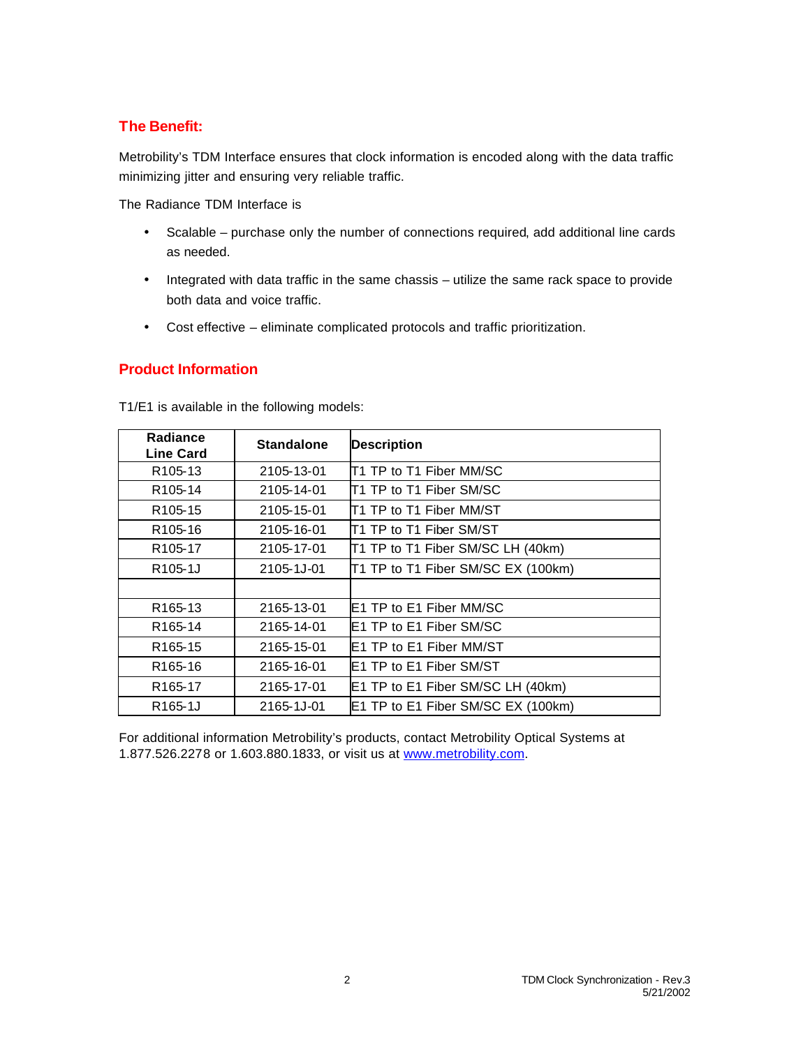## The Benefit:

Metrobility's TDM Interface ensures that clock information is encoded along with the data traffic minimizing jitter and ensuring very reliable traffic.

The Radiance TDM Interface is

- Scalable – purchase only the number of connections required, add additional line cards as needed.
- Integrated with data traffic in the same chassis – utilize the same rack space to provide both data and voice traffic.
- Cost effective – eliminate complicated protocols and traffic prioritization.

## Product Information

T1/E1 is available in the following models:

| Radiance Line Card | Standalone | Description |
|---|---|---|
| R105-13 | 2105-13-01 | T1 TP to T1 Fiber MM/SC |
| R105-14 | 2105-14-01 | T1 TP to T1 Fiber SM/SC |
| R105-15 | 2105-15-01 | T1 TP to T1 Fiber MM/ST |
| R105-16 | 2105-16-01 | T1 TP to T1 Fiber SM/ST |
| R105-17 | 2105-17-01 | T1 TP to T1 Fiber SM/SC LH (40km) |
| R105-1J | 2105-1J-01 | T1 TP to T1 Fiber SM/SC EX (100km) |
| | | |
| R165-13 | 2165-13-01 | E1 TP to E1 Fiber MM/SC |
| R165-14 | 2165-14-01 | E1 TP to E1 Fiber SM/SC |
| R165-15 | 2165-15-01 | E1 TP to E1 Fiber MM/ST |
| R165-16 | 2165-16-01 | E1 TP to E1 Fiber SM/ST |
| R165-17 | 2165-17-01 | E1 TP to E1 Fiber SM/SC LH (40km) |
| R165-1J | 2165-1J-01 | E1 TP to E1 Fiber SM/SC EX (100km) |

For additional information Metrobility's products, contact Metrobility Optical Systems at 1.877.526.2278 or 1.603.880.1833, or visit us at [www.metrobility.com](http://www.metrobility.com).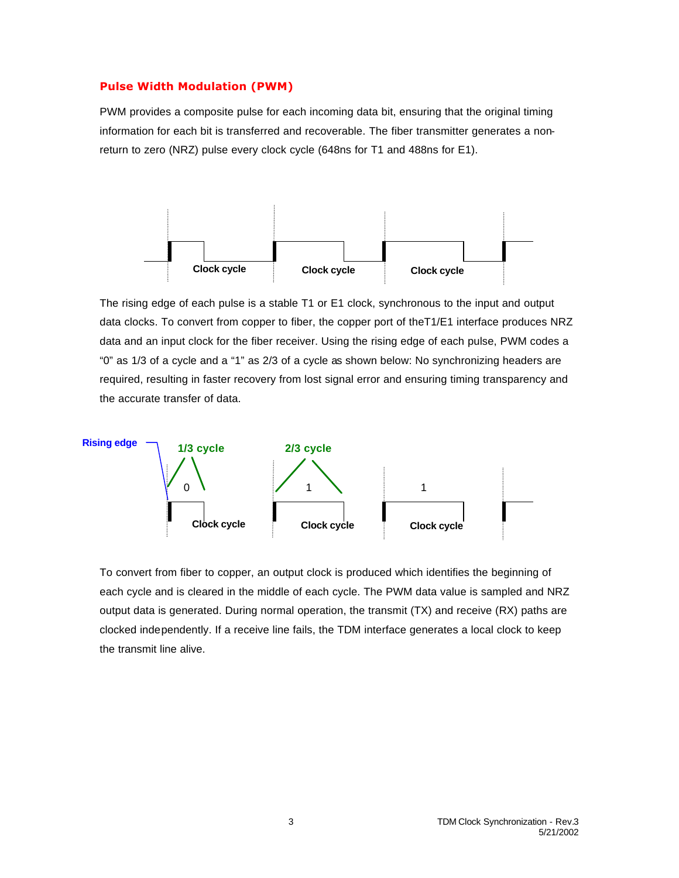### Pulse Width Modulation (PWM)

PWM provides a composite pulse for each incoming data bit, ensuring that the original timing information for each bit is transferred and recoverable. The fiber transmitter generates a non-return to zero (NRZ) pulse every clock cycle (648ns for T1 and 488ns for E1).

Clock cycle

Clock cycle

Clock cycle

The rising edge of each pulse is a stable T1 or E1 clock, synchronous to the input and output data clocks. To convert from copper to fiber, the copper port of theT1/E1 interface produces NRZ data and an input clock for the fiber receiver. Using the rising edge of each pulse, PWM codes a "0" as 1/3 of a cycle and a "1" as 2/3 of a cycle as shown below: No synchronizing headers are required, resulting in faster recovery from lost signal error and ensuring timing transparency and the accurate transfer of data.

Rising edge

1/3 cycle

2/3 cycle

0

1

1

Clock cycle

Clock cycle

Clock cycle

To convert from fiber to copper, an output clock is produced which identifies the beginning of each cycle and is cleared in the middle of each cycle. The PWM data value is sampled and NRZ output data is generated. During normal operation, the transmit (TX) and receive (RX) paths are clocked independently. If a receive line fails, the TDM interface generates a local clock to keep the transmit line alive.